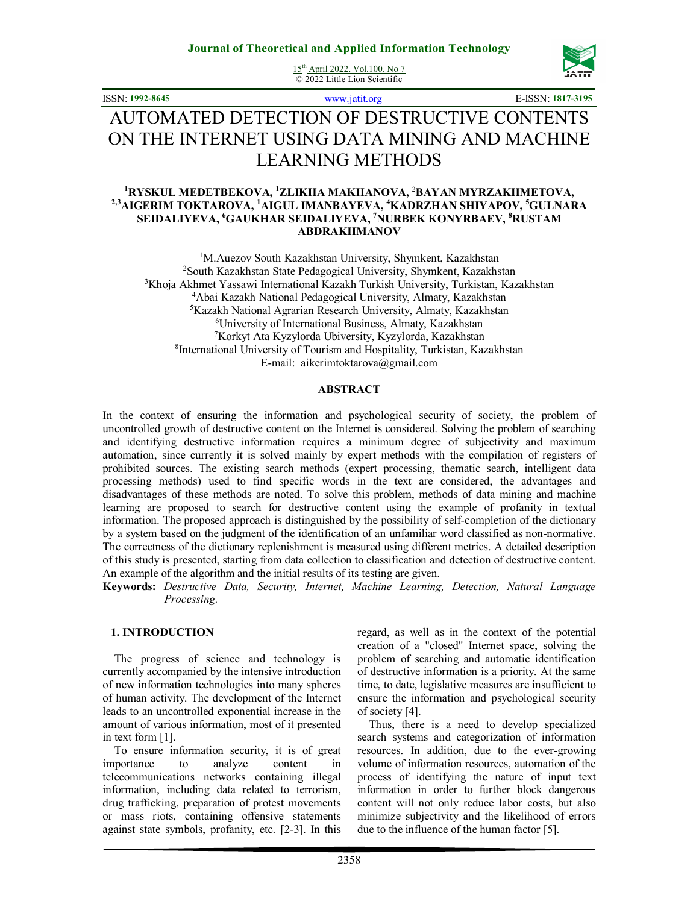# AUTOMATED DETECTION OF DESTRUCTIVE CONTENTS ON THE INTERNET USING DATA MINING AND MACHINE LEARNING METHODS

**[1]RYSKUL MEDETBEKOVA, [1]ZLIKHA MAKHANOVA, [2]BAYAN MYRZAKHMETOVA, [2,3]AIGERIM TOKTAROVA, [1]AIGUL IMANBAYEVA, [4]KADRZHAN SHIYAPOV, [5]GULNARA SEIDALIYEVA, [6]GAUKHAR SEIDALIYEVA, [7]NURBEK KONYRBAEV, [8]RUSTAM ABDRAKHMANOV**

[1]M.Auezov South Kazakhstan University, Shymkent, Kazakhstan
[2]South Kazakhstan State Pedagogical University, Shymkent, Kazakhstan
[3]Khoja Akhmet Yassawi International Kazakh Turkish University, Turkistan, Kazakhstan
[4]Abai Kazakh National Pedagogical University, Almaty, Kazakhstan
[5]Kazakh National Agrarian Research University, Almaty, Kazakhstan
[6]University of International Business, Almaty, Kazakhstan
[7]Korkyt Ata Kyzylorda Ubiversity, Kyzylorda, Kazakhstan
[8]International University of Tourism and Hospitality, Turkistan, Kazakhstan
E-mail: aikerimtoktarova@gmail.com

## ABSTRACT

In the context of ensuring the information and psychological security of society, the problem of uncontrolled growth of destructive content on the Internet is considered. Solving the problem of searching and identifying destructive information requires a minimum degree of subjectivity and maximum automation, since currently it is solved mainly by expert methods with the compilation of registers of prohibited sources. The existing search methods (expert processing, thematic search, intelligent data processing methods) used to find specific words in the text are considered, the advantages and disadvantages of these methods are noted. To solve this problem, methods of data mining and machine learning are proposed to search for destructive content using the example of profanity in textual information. The proposed approach is distinguished by the possibility of self-completion of the dictionary by a system based on the judgment of the identification of an unfamiliar word classified as non-normative. The correctness of the dictionary replenishment is measured using different metrics. A detailed description of this study is presented, starting from data collection to classification and detection of destructive content. An example of the algorithm and the initial results of its testing are given.

**Keywords:** *Destructive Data, Security, Internet, Machine Learning, Detection, Natural Language Processing.*

## 1. INTRODUCTION

The progress of science and technology is currently accompanied by the intensive introduction of new information technologies into many spheres of human activity. The development of the Internet leads to an uncontrolled exponential increase in the amount of various information, most of it presented in text form [1].

To ensure information security, it is of great importance to analyze content in telecommunications networks containing illegal information, including data related to terrorism, drug trafficking, preparation of protest movements or mass riots, containing offensive statements against state symbols, profanity, etc. [2-3]. In this regard, as well as in the context of the potential creation of a "closed" Internet space, solving the problem of searching and automatic identification of destructive information is a priority. At the same time, to date, legislative measures are insufficient to ensure the information and psychological security of society [4].

Thus, there is a need to develop specialized search systems and categorization of information resources. In addition, due to the ever-growing volume of information resources, automation of the process of identifying the nature of input text information in order to further block dangerous content will not only reduce labor costs, but also minimize subjectivity and the likelihood of errors due to the influence of the human factor [5].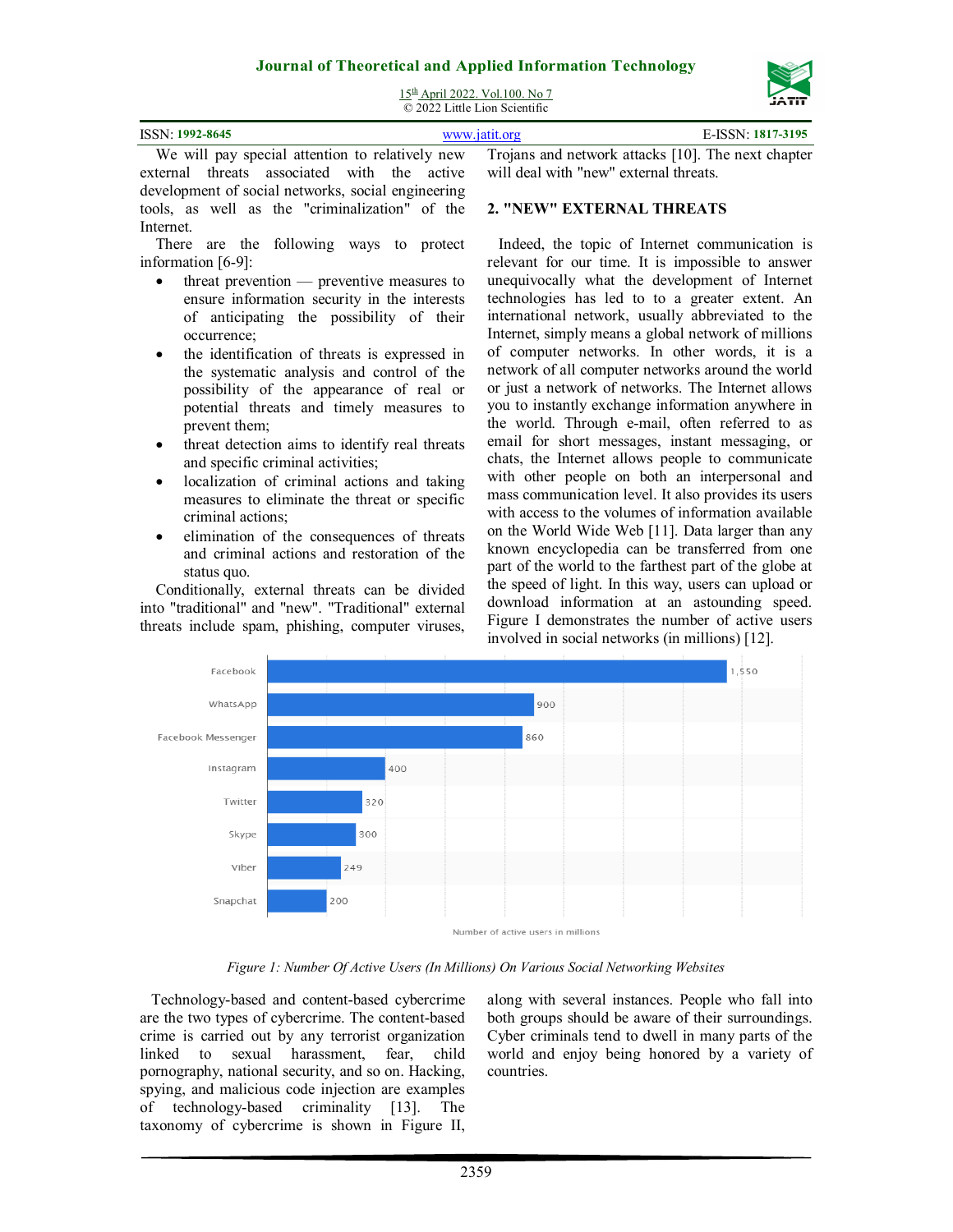We will pay special attention to relatively new external threats associated with the active development of social networks, social engineering tools, as well as the "criminalization" of the Internet.

There are the following ways to protect information [6-9]:

- threat prevention — preventive measures to ensure information security in the interests of anticipating the possibility of their occurrence;
- the identification of threats is expressed in the systematic analysis and control of the possibility of the appearance of real or potential threats and timely measures to prevent them;
- threat detection aims to identify real threats and specific criminal activities;
- localization of criminal actions and taking measures to eliminate the threat or specific criminal actions;
- elimination of the consequences of threats and criminal actions and restoration of the status quo.

Conditionally, external threats can be divided into "traditional" and "new". "Traditional" external threats include spam, phishing, computer viruses, Trojans and network attacks [10]. The next chapter will deal with "new" external threats.

## 2. "NEW" EXTERNAL THREATS

Indeed, the topic of Internet communication is relevant for our time. It is impossible to answer unequivocally what the development of Internet technologies has led to to a greater extent. An international network, usually abbreviated to the Internet, simply means a global network of millions of computer networks. In other words, it is a network of all computer networks around the world or just a network of networks. The Internet allows you to instantly exchange information anywhere in the world. Through e-mail, often referred to as email for short messages, instant messaging, or chats, the Internet allows people to communicate with other people on both an interpersonal and mass communication level. It also provides its users with access to the volumes of information available on the World Wide Web [11]. Data larger than any known encyclopedia can be transferred from one part of the world to the farthest part of the globe at the speed of light. In this way, users can upload or download information at an astounding speed. Figure I demonstrates the number of active users involved in social networks (in millions) [12].

| Social network | Number of active users in millions |
|---|---|
| Facebook | 1,550 |
| WhatsApp | 900 |
| Facebook Messenger | 860 |
| Instagram | 400 |
| Twitter | 320 |
| Skype | 300 |
| Viber | 249 |
| Snapchat | 200 |

*Figure 1: Number Of Active Users (In Millions) On Various Social Networking Websites*

Technology-based and content-based cybercrime are the two types of cybercrime. The content-based crime is carried out by any terrorist organization linked to sexual harassment, fear, child pornography, national security, and so on. Hacking, spying, and malicious code injection are examples of technology-based criminality [13]. The taxonomy of cybercrime is shown in Figure II, along with several instances. People who fall into both groups should be aware of their surroundings. Cyber criminals tend to dwell in many parts of the world and enjoy being honored by a variety of countries.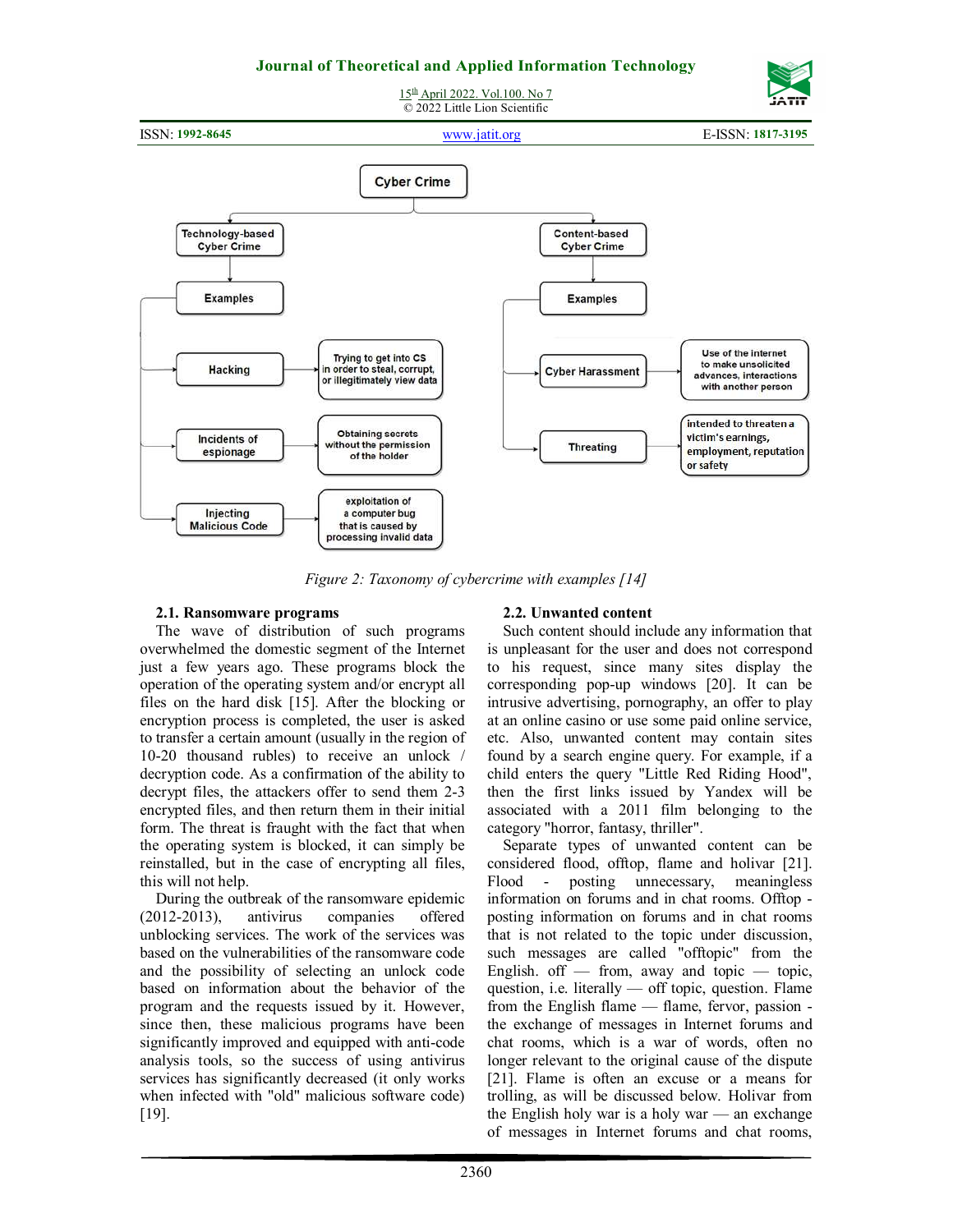Cyber Crime

Technology-based Cyber Crime

Examples

- Hacking — Trying to get into CS in order to steal, corrupt, or illegitimately view data
- Incidents of espionage — Obtaining secrets without the permission of the holder
- Injecting Malicious Code — exploitation of a computer bug that is caused by processing invalid data

Content-based Cyber Crime

Examples

- Cyber Harassment — Use of the internet to make unsolicited advances, interactions with another person
- Threating — intended to threaten a victim's earnings, employment, reputation or safety

*Figure 2: Taxonomy of cybercrime with examples [14]*

### 2.1. Ransomware programs

The wave of distribution of such programs overwhelmed the domestic segment of the Internet just a few years ago. These programs block the operation of the operating system and/or encrypt all files on the hard disk [15]. After the blocking or encryption process is completed, the user is asked to transfer a certain amount (usually in the region of 10-20 thousand rubles) to receive an unlock / decryption code. As a confirmation of the ability to decrypt files, the attackers offer to send them 2-3 encrypted files, and then return them in their initial form. The threat is fraught with the fact that when the operating system is blocked, it can simply be reinstalled, but in the case of encrypting all files, this will not help.

During the outbreak of the ransomware epidemic (2012-2013), antivirus companies offered unblocking services. The work of the services was based on the vulnerabilities of the ransomware code and the possibility of selecting an unlock code based on information about the behavior of the program and the requests issued by it. However, since then, these malicious programs have been significantly improved and equipped with anti-code analysis tools, so the success of using antivirus services has significantly decreased (it only works when infected with "old" malicious software code) [19].

### 2.2. Unwanted content

Such content should include any information that is unpleasant for the user and does not correspond to his request, since many sites display the corresponding pop-up windows [20]. It can be intrusive advertising, pornography, an offer to play at an online casino or use some paid online service, etc. Also, unwanted content may contain sites found by a search engine query. For example, if a child enters the query "Little Red Riding Hood", then the first links issued by Yandex will be associated with a 2011 film belonging to the category "horror, fantasy, thriller".

Separate types of unwanted content can be considered flood, offtop, flame and holivar [21]. Flood - posting unnecessary, meaningless information on forums and in chat rooms. Offtop - posting information on forums and in chat rooms that is not related to the topic under discussion, such messages are called "offtopic" from the English. off — from, away and topic — topic, question, i.e. literally — off topic, question. Flame from the English flame — flame, fervor, passion - the exchange of messages in Internet forums and chat rooms, which is a war of words, often no longer relevant to the original cause of the dispute [21]. Flame is often an excuse or a means for trolling, as will be discussed below. Holivar from the English holy war is a holy war — an exchange of messages in Internet forums and chat rooms,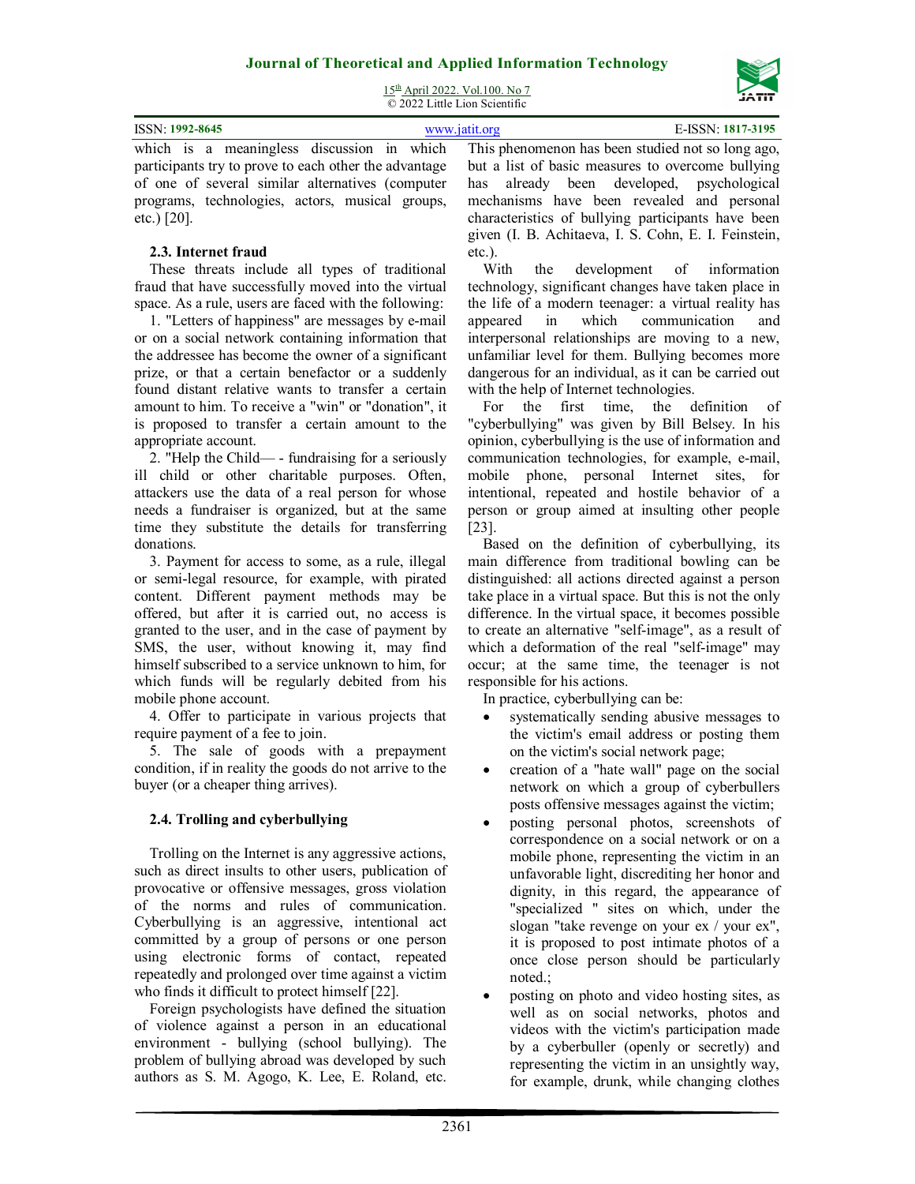which is a meaningless discussion in which participants try to prove to each other the advantage of one of several similar alternatives (computer programs, technologies, actors, musical groups, etc.) [20].

### 2.3. Internet fraud

These threats include all types of traditional fraud that have successfully moved into the virtual space. As a rule, users are faced with the following:

1. "Letters of happiness" are messages by e-mail or on a social network containing information that the addressee has become the owner of a significant prize, or that a certain benefactor or a suddenly found distant relative wants to transfer a certain amount to him. To receive a "win" or "donation", it is proposed to transfer a certain amount to the appropriate account.
2. "Help the Child— - fundraising for a seriously ill child or other charitable purposes. Often, attackers use the data of a real person for whose needs a fundraiser is organized, but at the same time they substitute the details for transferring donations.
3. Payment for access to some, as a rule, illegal or semi-legal resource, for example, with pirated content. Different payment methods may be offered, but after it is carried out, no access is granted to the user, and in the case of payment by SMS, the user, without knowing it, may find himself subscribed to a service unknown to him, for which funds will be regularly debited from his mobile phone account.
4. Offer to participate in various projects that require payment of a fee to join.
5. The sale of goods with a prepayment condition, if in reality the goods do not arrive to the buyer (or a cheaper thing arrives).

### 2.4. Trolling and cyberbullying

Trolling on the Internet is any aggressive actions, such as direct insults to other users, publication of provocative or offensive messages, gross violation of the norms and rules of communication. Cyberbullying is an aggressive, intentional act committed by a group of persons or one person using electronic forms of contact, repeated repeatedly and prolonged over time against a victim who finds it difficult to protect himself [22].

Foreign psychologists have defined the situation of violence against a person in an educational environment - bullying (school bullying). The problem of bullying abroad was developed by such authors as S. M. Agogo, K. Lee, E. Roland, etc. This phenomenon has been studied not so long ago, but a list of basic measures to overcome bullying has already been developed, psychological mechanisms have been revealed and personal characteristics of bullying participants have been given (I. B. Achitaeva, I. S. Cohn, E. I. Feinstein, etc.).

With the development of information technology, significant changes have taken place in the life of a modern teenager: a virtual reality has appeared in which communication and interpersonal relationships are moving to a new, unfamiliar level for them. Bullying becomes more dangerous for an individual, as it can be carried out with the help of Internet technologies.

For the first time, the definition of "cyberbullying" was given by Bill Belsey. In his opinion, cyberbullying is the use of information and communication technologies, for example, e-mail, mobile phone, personal Internet sites, for intentional, repeated and hostile behavior of a person or group aimed at insulting other people [23].

Based on the definition of cyberbullying, its main difference from traditional bowling can be distinguished: all actions directed against a person take place in a virtual space. But this is not the only difference. In the virtual space, it becomes possible to create an alternative "self-image", as a result of which a deformation of the real "self-image" may occur; at the same time, the teenager is not responsible for his actions.

In practice, cyberbullying can be:

- systematically sending abusive messages to the victim's email address or posting them on the victim's social network page;
- creation of a "hate wall" page on the social network on which a group of cyberbullers posts offensive messages against the victim;
- posting personal photos, screenshots of correspondence on a social network or on a mobile phone, representing the victim in an unfavorable light, discrediting her honor and dignity, in this regard, the appearance of "specialized " sites on which, under the slogan "take revenge on your ex / your ex", it is proposed to post intimate photos of a once close person should be particularly noted.;
- posting on photo and video hosting sites, as well as on social networks, photos and videos with the victim's participation made by a cyberbuller (openly or secretly) and representing the victim in an unsightly way, for example, drunk, while changing clothes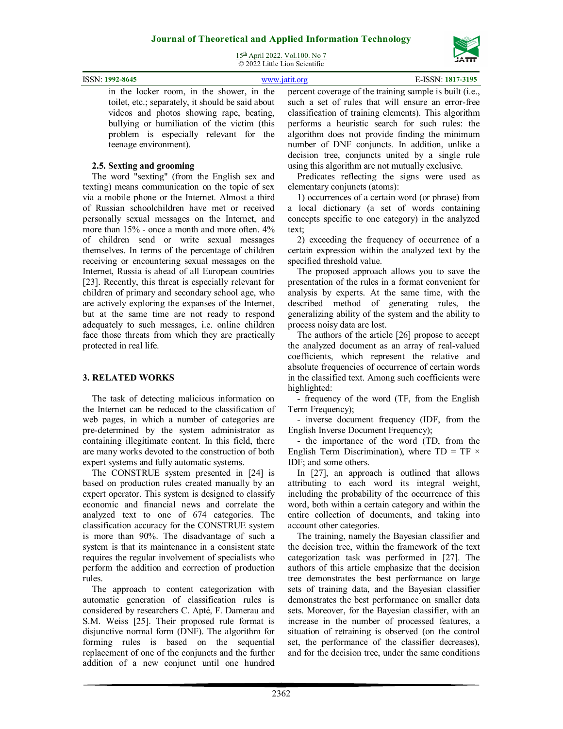in the locker room, in the shower, in the toilet, etc.; separately, it should be said about videos and photos showing rape, beating, bullying or humiliation of the victim (this problem is especially relevant for the teenage environment).

### 2.5. Sexting and grooming

The word "sexting" (from the English sex and texting) means communication on the topic of sex via a mobile phone or the Internet. Almost a third of Russian schoolchildren have met or received personally sexual messages on the Internet, and more than 15% - once a month and more often. 4% of children send or write sexual messages themselves. In terms of the percentage of children receiving or encountering sexual messages on the Internet, Russia is ahead of all European countries [23]. Recently, this threat is especially relevant for children of primary and secondary school age, who are actively exploring the expanses of the Internet, but at the same time are not ready to respond adequately to such messages, i.e. online children face those threats from which they are practically protected in real life.

## 3. RELATED WORKS

The task of detecting malicious information on the Internet can be reduced to the classification of web pages, in which a number of categories are pre-determined by the system administrator as containing illegitimate content. In this field, there are many works devoted to the construction of both expert systems and fully automatic systems.

The CONSTRUE system presented in [24] is based on production rules created manually by an expert operator. This system is designed to classify economic and financial news and correlate the analyzed text to one of 674 categories. The classification accuracy for the CONSTRUE system is more than 90%. The disadvantage of such a system is that its maintenance in a consistent state requires the regular involvement of specialists who perform the addition and correction of production rules.

The approach to content categorization with automatic generation of classification rules is considered by researchers C. Apté, F. Damerau and S.M. Weiss [25]. Their proposed rule format is disjunctive normal form (DNF). The algorithm for forming rules is based on the sequential replacement of one of the conjuncts and the further addition of a new conjunct until one hundred percent coverage of the training sample is built (i.e., such a set of rules that will ensure an error-free classification of training elements). This algorithm performs a heuristic search for such rules: the algorithm does not provide finding the minimum number of DNF conjuncts. In addition, unlike a decision tree, conjuncts united by a single rule using this algorithm are not mutually exclusive.

Predicates reflecting the signs were used as elementary conjuncts (atoms):

1) occurrences of a certain word (or phrase) from a local dictionary (a set of words containing concepts specific to one category) in the analyzed text;

2) exceeding the frequency of occurrence of a certain expression within the analyzed text by the specified threshold value.

The proposed approach allows you to save the presentation of the rules in a format convenient for analysis by experts. At the same time, with the described method of generating rules, the generalizing ability of the system and the ability to process noisy data are lost.

The authors of the article [26] propose to accept the analyzed document as an array of real-valued coefficients, which represent the relative and absolute frequencies of occurrence of certain words in the classified text. Among such coefficients were highlighted:

- frequency of the word (TF, from the English Term Frequency);
- inverse document frequency (IDF, from the English Inverse Document Frequency);
- the importance of the word (TD, from the English Term Discrimination), where TD = TF × IDF; and some others.

In [27], an approach is outlined that allows attributing to each word its integral weight, including the probability of the occurrence of this word, both within a certain category and within the entire collection of documents, and taking into account other categories.

The training, namely the Bayesian classifier and the decision tree, within the framework of the text categorization task was performed in [27]. The authors of this article emphasize that the decision tree demonstrates the best performance on large sets of training data, and the Bayesian classifier demonstrates the best performance on smaller data sets. Moreover, for the Bayesian classifier, with an increase in the number of processed features, a situation of retraining is observed (on the control set, the performance of the classifier decreases), and for the decision tree, under the same conditions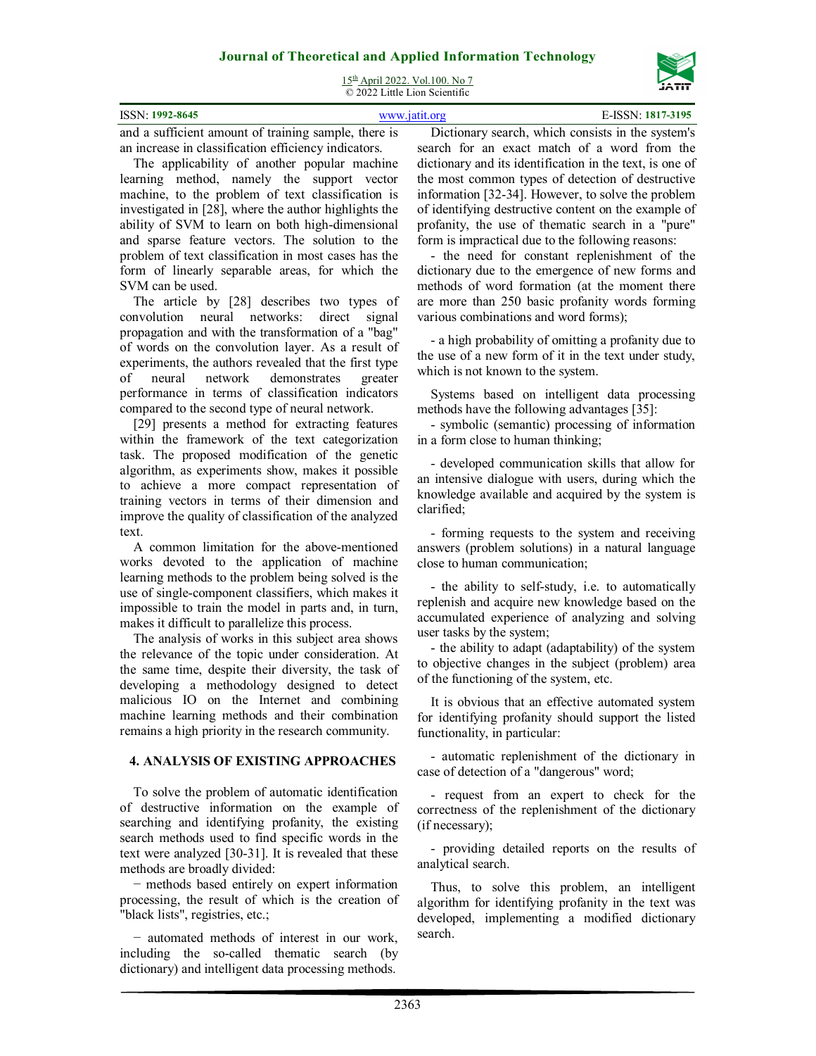and a sufficient amount of training sample, there is an increase in classification efficiency indicators.

The applicability of another popular machine learning method, namely the support vector machine, to the problem of text classification is investigated in [28], where the author highlights the ability of SVM to learn on both high-dimensional and sparse feature vectors. The solution to the problem of text classification in most cases has the form of linearly separable areas, for which the SVM can be used.

The article by [28] describes two types of convolution neural networks: direct signal propagation and with the transformation of a "bag" of words on the convolution layer. As a result of experiments, the authors revealed that the first type of neural network demonstrates greater performance in terms of classification indicators compared to the second type of neural network.

[29] presents a method for extracting features within the framework of the text categorization task. The proposed modification of the genetic algorithm, as experiments show, makes it possible to achieve a more compact representation of training vectors in terms of their dimension and improve the quality of classification of the analyzed text.

A common limitation for the above-mentioned works devoted to the application of machine learning methods to the problem being solved is the use of single-component classifiers, which makes it impossible to train the model in parts and, in turn, makes it difficult to parallelize this process.

The analysis of works in this subject area shows the relevance of the topic under consideration. At the same time, despite their diversity, the task of developing a methodology designed to detect malicious IO on the Internet and combining machine learning methods and their combination remains a high priority in the research community.

## 4. ANALYSIS OF EXISTING APPROACHES

To solve the problem of automatic identification of destructive information on the example of searching and identifying profanity, the existing search methods used to find specific words in the text were analyzed [30-31]. It is revealed that these methods are broadly divided:

− methods based entirely on expert information processing, the result of which is the creation of "black lists", registries, etc.;

− automated methods of interest in our work, including the so-called thematic search (by dictionary) and intelligent data processing methods.

Dictionary search, which consists in the system's search for an exact match of a word from the dictionary and its identification in the text, is one of the most common types of detection of destructive information [32-34]. However, to solve the problem of identifying destructive content on the example of profanity, the use of thematic search in a "pure" form is impractical due to the following reasons:

- the need for constant replenishment of the dictionary due to the emergence of new forms and methods of word formation (at the moment there are more than 250 basic profanity words forming various combinations and word forms);

- a high probability of omitting a profanity due to the use of a new form of it in the text under study, which is not known to the system.

Systems based on intelligent data processing methods have the following advantages [35]:

- symbolic (semantic) processing of information in a form close to human thinking;

- developed communication skills that allow for an intensive dialogue with users, during which the knowledge available and acquired by the system is clarified;

- forming requests to the system and receiving answers (problem solutions) in a natural language close to human communication;

- the ability to self-study, i.e. to automatically replenish and acquire new knowledge based on the accumulated experience of analyzing and solving user tasks by the system;

- the ability to adapt (adaptability) of the system to objective changes in the subject (problem) area of the functioning of the system, etc.

It is obvious that an effective automated system for identifying profanity should support the listed functionality, in particular:

- automatic replenishment of the dictionary in case of detection of a "dangerous" word;

- request from an expert to check for the correctness of the replenishment of the dictionary (if necessary);

- providing detailed reports on the results of analytical search.

Thus, to solve this problem, an intelligent algorithm for identifying profanity in the text was developed, implementing a modified dictionary search.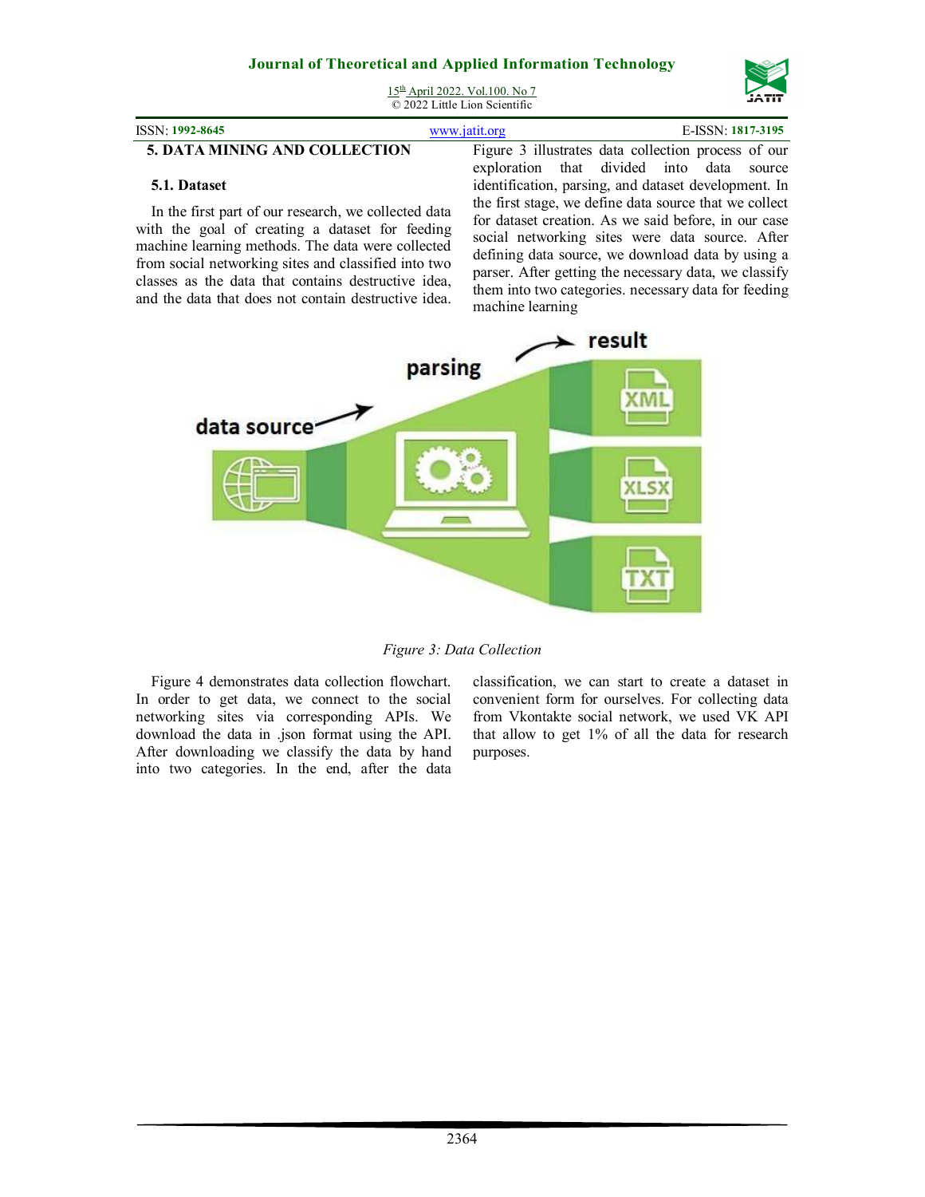## 5. DATA MINING AND COLLECTION

### 5.1. Dataset

In the first part of our research, we collected data with the goal of creating a dataset for feeding machine learning methods. The data were collected from social networking sites and classified into two classes as the data that contains destructive idea, and the data that does not contain destructive idea. Figure 3 illustrates data collection process of our exploration that divided into data source identification, parsing, and dataset development. In the first stage, we define data source that we collect for dataset creation. As we said before, in our case social networking sites were data source. After defining data source, we download data by using a parser. After getting the necessary data, we classify them into two categories. necessary data for feeding machine learning

*Figure 3: Data Collection*

Figure 4 demonstrates data collection flowchart. In order to get data, we connect to the social networking sites via corresponding APIs. We download the data in .json format using the API. After downloading we classify the data by hand into two categories. In the end, after the data classification, we can start to create a dataset in convenient form for ourselves. For collecting data from Vkontakte social network, we used VK API that allow to get 1% of all the data for research purposes.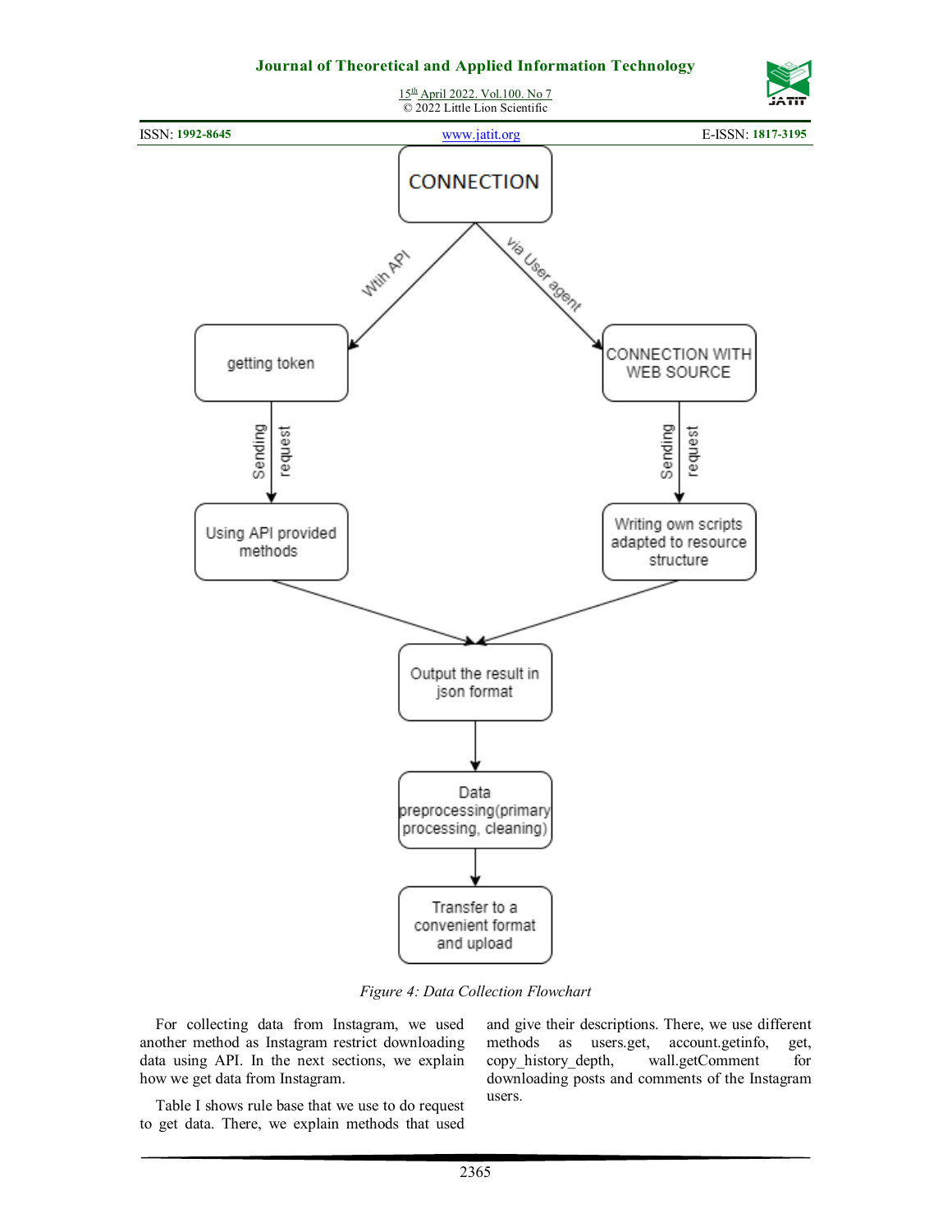*Figure 4: Data Collection Flowchart*

For collecting data from Instagram, we used another method as Instagram restrict downloading data using API. In the next sections, we explain how we get data from Instagram.

Table I shows rule base that we use to do request to get data. There, we explain methods that used and give their descriptions. There, we use different methods as users.get, account.getinfo, get, copy_history_depth, wall.getComment for downloading posts and comments of the Instagram users.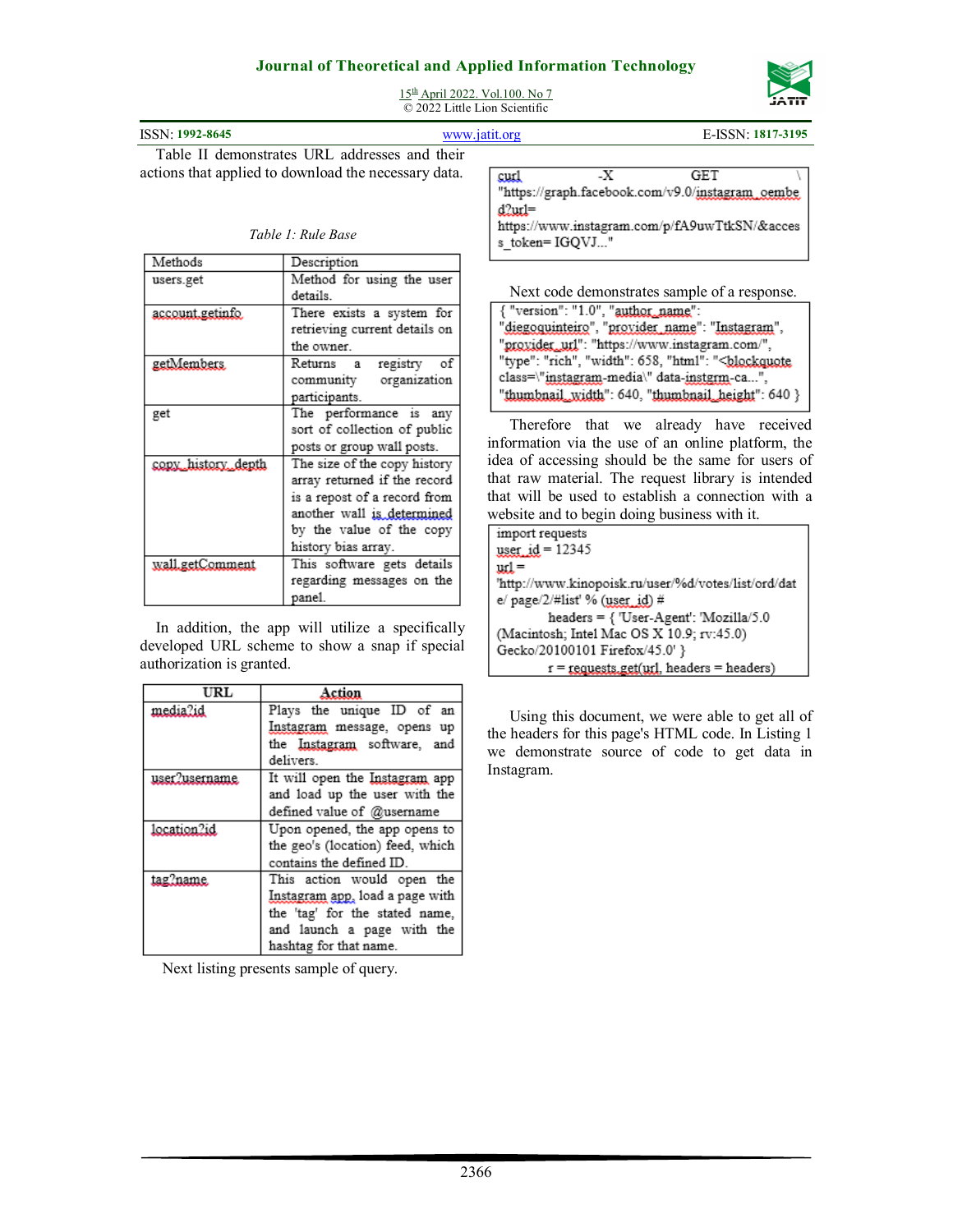Table II demonstrates URL addresses and their actions that applied to download the necessary data.

*Table 1: Rule Base*

| Methods | Description |
|---|---|
| users.get | Method for using the user details. |
| account.getinfo | There exists a system for retrieving current details on the owner. |
| getMembers | Returns a registry of community organization participants. |
| get | The performance is any sort of collection of public posts or group wall posts. |
| copy_history_depth | The size of the copy history array returned if the record is a repost of a record from another wall is determined by the value of the copy history bias array. |
| wall.getComment | This software gets details regarding messages on the panel. |

In addition, the app will utilize a specifically developed URL scheme to show a snap if special authorization is granted.

| URL | Action |
|---|---|
| media?id | Plays the unique ID of an Instagram message, opens up the Instagram software, and delivers. |
| user?username | It will open the Instagram app and load up the user with the defined value of @username |
| location?id | Upon opened, the app opens to the geo's (location) feed, which contains the defined ID. |
| tag?name | This action would open the Instagram app, load a page with the 'tag' for the stated name, and launch a page with the hashtag for that name. |

Next listing presents sample of query.

```
curl -X GET \
"https://graph.facebook.com/v9.0/instagram_oembed?url=
https://www.instagram.com/p/fA9uwTtkSN/&access_token= IGQVJ..."
```

Next code demonstrates sample of a response.

```
{ "version": "1.0", "author_name":
"diegoquinteiro", "provider_name": "Instagram",
"provider_url": "https://www.instagram.com/",
"type": "rich", "width": 658, "html": "<blockquote
class=\"instagram-media\" data-instgrm-ca...",
"thumbnail_width": 640, "thumbnail_height": 640 }
```

Therefore that we already have received information via the use of an online platform, the idea of accessing should be the same for users of that raw material. The request library is intended that will be used to establish a connection with a website and to begin doing business with it.

```
import requests
user_id = 12345
url =
'http://www.kinopoisk.ru/user/%d/votes/list/ord/date/ page/2/#list' % (user_id) #
        headers = { 'User-Agent': 'Mozilla/5.0
(Macintosh; Intel Mac OS X 10.9; rv:45.0)
Gecko/20100101 Firefox/45.0' }
        r = requests.get(url, headers = headers)
```

Using this document, we were able to get all of the headers for this page's HTML code. In Listing 1 we demonstrate source of code to get data in Instagram.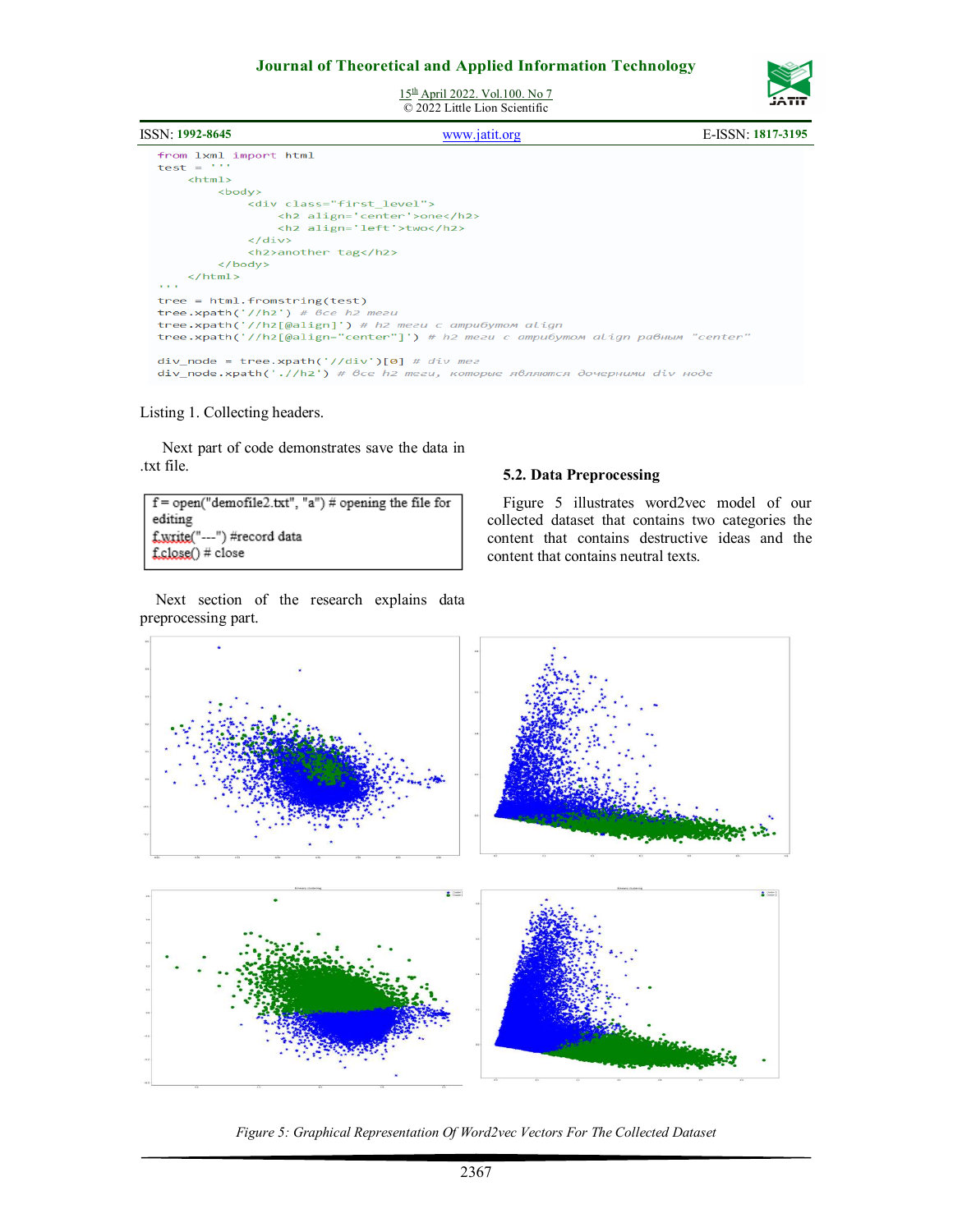```
from lxml import html
test = '''
    <html>
        <body>
            <div class="first_level">
                <h2 align='center'>one</h2>
                <h2 align='left'>two</h2>
            </div>
            <h2>another tag</h2>
        </body>
    </html>
'''
tree = html.fromstring(test)
tree.xpath('//h2') # все h2 теги
tree.xpath('//h2[@align]') # h2 теги с атрибутом align
tree.xpath('//h2[@align="center"]') # h2 теги с атрибутом align равным "center"

div_node = tree.xpath('//div')[0] # div тег
div_node.xpath('.//h2') # все h2 теги, которые являются дочерними div ноде
```

Listing 1. Collecting headers.

Next part of code demonstrates save the data in .txt file.

```
f = open("demofile2.txt", "a") # opening the file for editing
f.write("---") #record data
f.close() # close
```

Next section of the research explains data preprocessing part.

### 5.2. Data Preprocessing

Figure 5 illustrates word2vec model of our collected dataset that contains two categories the content that contains destructive ideas and the content that contains neutral texts.

*Figure 5: Graphical Representation Of Word2vec Vectors For The Collected Dataset*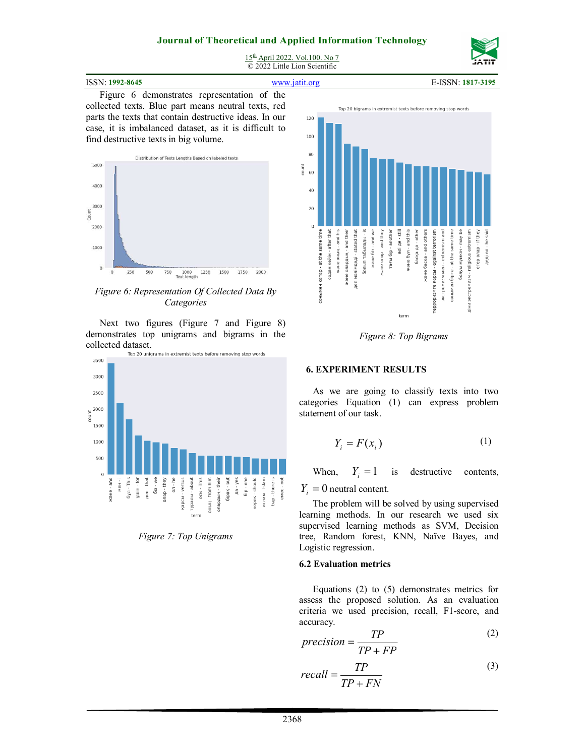Figure 6 demonstrates representation of the collected texts. Blue part means neutral texts, red parts the texts that contain destructive ideas. In our case, it is imbalanced dataset, as it is difficult to find destructive texts in big volume.

*Figure 6: Representation Of Collected Data By Categories*

Next two figures (Figure 7 and Figure 8) demonstrates top unigrams and bigrams in the collected dataset.

*Figure 7: Top Unigrams*

*Figure 8: Top Bigrams*

## 6. EXPERIMENT RESULTS

As we are going to classify texts into two categories Equation (1) can express problem statement of our task.

$$Y_i = F(x_i) \tag{1}$$

When, $Y_i = 1$ is destructive contents, $Y_i = 0$ neutral content.

The problem will be solved by using supervised learning methods. In our research we used six supervised learning methods as SVM, Decision tree, Random forest, KNN, Naïve Bayes, and Logistic regression.

### 6.2 Evaluation metrics

Equations (2) to (5) demonstrates metrics for assess the proposed solution. As an evaluation criteria we used precision, recall, F1-score, and accuracy.

$$precision = \frac{TP}{TP + FP} \tag{2}$$

$$recall = \frac{TP}{TP + FN} \tag{3}$$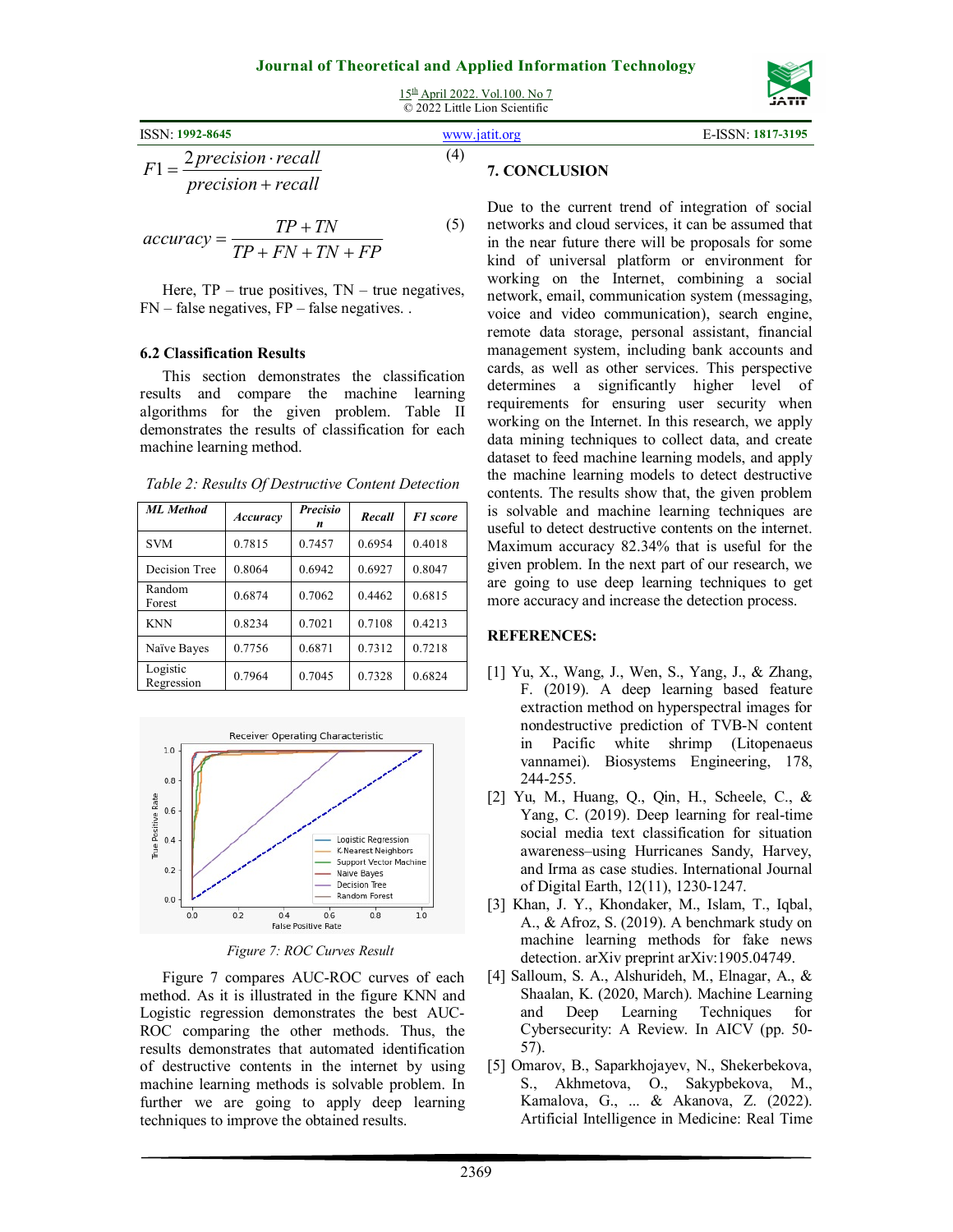$$F1 = \frac{2 precision \cdot recall}{precision + recall} \quad (4)$$

$$accuracy = \frac{TP + TN}{TP + FN + TN + FP} \quad (5)$$

Here, TP – true positives, TN – true negatives, FN – false negatives, FP – false negatives. .

### 6.2 Classification Results

This section demonstrates the classification results and compare the machine learning algorithms for the given problem. Table II demonstrates the results of classification for each machine learning method.

*Table 2: Results Of Destructive Content Detection*

| *ML Method* | *Accuracy* | *Precision* | *Recall* | *F1 score* |
|---|---|---|---|---|
| SVM | 0.7815 | 0.7457 | 0.6954 | 0.4018 |
| Decision Tree | 0.8064 | 0.6942 | 0.6927 | 0.8047 |
| Random Forest | 0.6874 | 0.7062 | 0.4462 | 0.6815 |
| KNN | 0.8234 | 0.7021 | 0.7108 | 0.4213 |
| Naïve Bayes | 0.7756 | 0.6871 | 0.7312 | 0.7218 |
| Logistic Regression | 0.7964 | 0.7045 | 0.7328 | 0.6824 |

*Figure 7: ROC Curves Result*

Figure 7 compares AUC-ROC curves of each method. As it is illustrated in the figure KNN and Logistic regression demonstrates the best AUC-ROC comparing the other methods. Thus, the results demonstrates that automated identification of destructive contents in the internet by using machine learning methods is solvable problem. In further we are going to apply deep learning techniques to improve the obtained results.

## 7. CONCLUSION

Due to the current trend of integration of social networks and cloud services, it can be assumed that in the near future there will be proposals for some kind of universal platform or environment for working on the Internet, combining a social network, email, communication system (messaging, voice and video communication), search engine, remote data storage, personal assistant, financial management system, including bank accounts and cards, as well as other services. This perspective determines a significantly higher level of requirements for ensuring user security when working on the Internet. In this research, we apply data mining techniques to collect data, and create dataset to feed machine learning models, and apply the machine learning models to detect destructive contents. The results show that, the given problem is solvable and machine learning techniques are useful to detect destructive contents on the internet. Maximum accuracy 82.34% that is useful for the given problem. In the next part of our research, we are going to use deep learning techniques to get more accuracy and increase the detection process.

## REFERENCES:

[1] Yu, X., Wang, J., Wen, S., Yang, J., & Zhang, F. (2019). A deep learning based feature extraction method on hyperspectral images for nondestructive prediction of TVB-N content in Pacific white shrimp (Litopenaeus vannamei). Biosystems Engineering, 178, 244-255.

[2] Yu, M., Huang, Q., Qin, H., Scheele, C., & Yang, C. (2019). Deep learning for real-time social media text classification for situation awareness–using Hurricanes Sandy, Harvey, and Irma as case studies. International Journal of Digital Earth, 12(11), 1230-1247.

[3] Khan, J. Y., Khondaker, M., Islam, T., Iqbal, A., & Afroz, S. (2019). A benchmark study on machine learning methods for fake news detection. arXiv preprint arXiv:1905.04749.

[4] Salloum, S. A., Alshurideh, M., Elnagar, A., & Shaalan, K. (2020, March). Machine Learning and Deep Learning Techniques for Cybersecurity: A Review. In AICV (pp. 50-57).

[5] Omarov, B., Saparkhojayev, N., Shekerbekova, S., Akhmetova, O., Sakypbekova, M., Kamalova, G., ... & Akanova, Z. (2022). Artificial Intelligence in Medicine: Real Time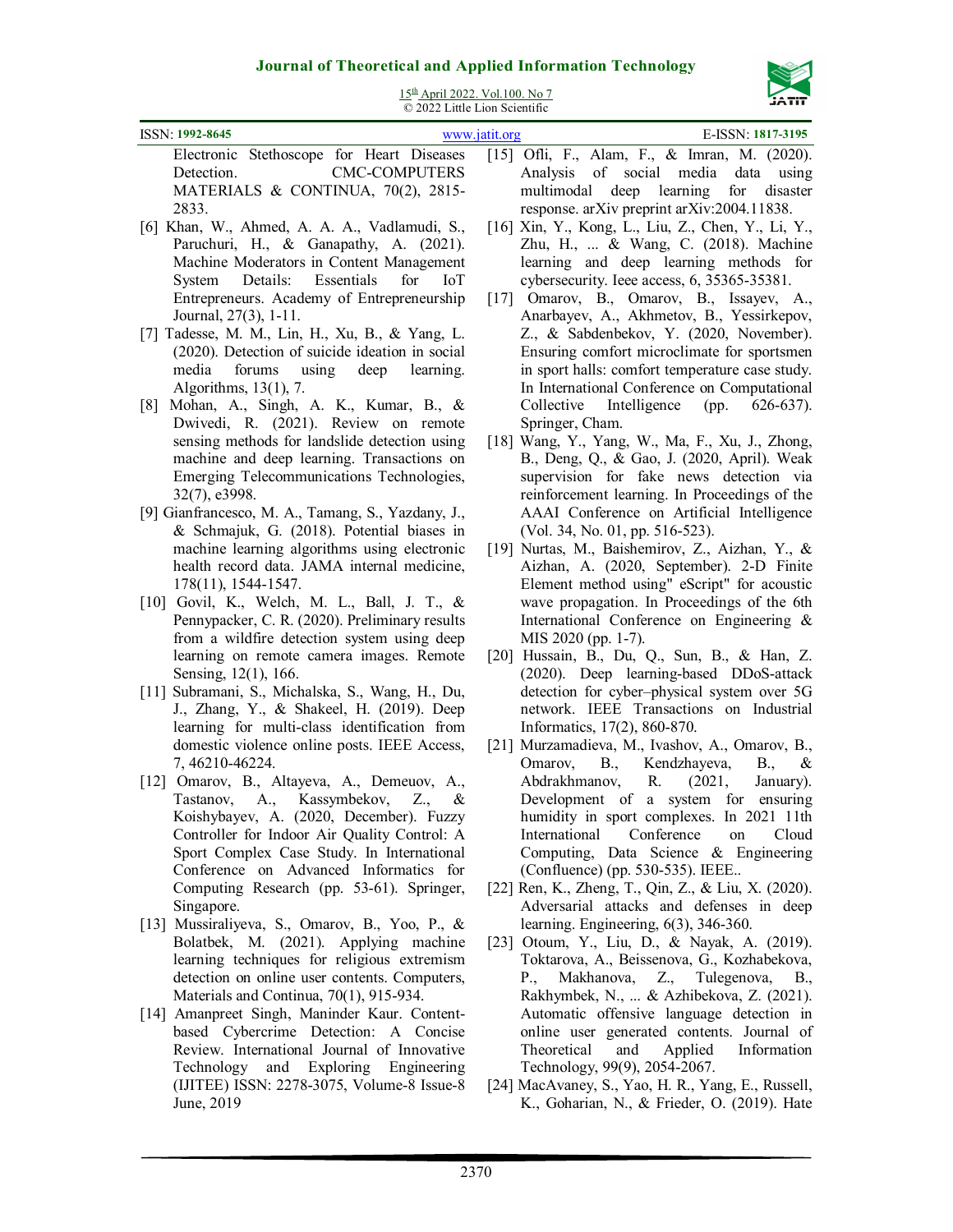Electronic Stethoscope for Heart Diseases Detection. CMC-COMPUTERS MATERIALS & CONTINUA, 70(2), 2815-2833.

[6] Khan, W., Ahmed, A. A. A., Vadlamudi, S., Paruchuri, H., & Ganapathy, A. (2021). Machine Moderators in Content Management System Details: Essentials for IoT Entrepreneurs. Academy of Entrepreneurship Journal, 27(3), 1-11.

[7] Tadesse, M. M., Lin, H., Xu, B., & Yang, L. (2020). Detection of suicide ideation in social media forums using deep learning. Algorithms, 13(1), 7.

[8] Mohan, A., Singh, A. K., Kumar, B., & Dwivedi, R. (2021). Review on remote sensing methods for landslide detection using machine and deep learning. Transactions on Emerging Telecommunications Technologies, 32(7), e3998.

[9] Gianfrancesco, M. A., Tamang, S., Yazdany, J., & Schmajuk, G. (2018). Potential biases in machine learning algorithms using electronic health record data. JAMA internal medicine, 178(11), 1544-1547.

[10] Govil, K., Welch, M. L., Ball, J. T., & Pennypacker, C. R. (2020). Preliminary results from a wildfire detection system using deep learning on remote camera images. Remote Sensing, 12(1), 166.

[11] Subramani, S., Michalska, S., Wang, H., Du, J., Zhang, Y., & Shakeel, H. (2019). Deep learning for multi-class identification from domestic violence online posts. IEEE Access, 7, 46210-46224.

[12] Omarov, B., Altayeva, A., Demeuov, A., Tastanov, A., Kassymbekov, Z., & Koishybayev, A. (2020, December). Fuzzy Controller for Indoor Air Quality Control: A Sport Complex Case Study. In International Conference on Advanced Informatics for Computing Research (pp. 53-61). Springer, Singapore.

[13] Mussiraliyeva, S., Omarov, B., Yoo, P., & Bolatbek, M. (2021). Applying machine learning techniques for religious extremism detection on online user contents. Computers, Materials and Continua, 70(1), 915-934.

[14] Amanpreet Singh, Maninder Kaur. Content-based Cybercrime Detection: A Concise Review. International Journal of Innovative Technology and Exploring Engineering (IJITEE) ISSN: 2278-3075, Volume-8 Issue-8 June, 2019

[15] Ofli, F., Alam, F., & Imran, M. (2020). Analysis of social media data using multimodal deep learning for disaster response. arXiv preprint arXiv:2004.11838.

[16] Xin, Y., Kong, L., Liu, Z., Chen, Y., Li, Y., Zhu, H., ... & Wang, C. (2018). Machine learning and deep learning methods for cybersecurity. Ieee access, 6, 35365-35381.

[17] Omarov, B., Omarov, B., Issayev, A., Anarbayev, A., Akhmetov, B., Yessirkepov, Z., & Sabdenbekov, Y. (2020, November). Ensuring comfort microclimate for sportsmen in sport halls: comfort temperature case study. In International Conference on Computational Collective Intelligence (pp. 626-637). Springer, Cham.

[18] Wang, Y., Yang, W., Ma, F., Xu, J., Zhong, B., Deng, Q., & Gao, J. (2020, April). Weak supervision for fake news detection via reinforcement learning. In Proceedings of the AAAI Conference on Artificial Intelligence (Vol. 34, No. 01, pp. 516-523).

[19] Nurtas, M., Baishemirov, Z., Aizhan, Y., & Aizhan, A. (2020, September). 2-D Finite Element method using" eScript" for acoustic wave propagation. In Proceedings of the 6th International Conference on Engineering & MIS 2020 (pp. 1-7).

[20] Hussain, B., Du, Q., Sun, B., & Han, Z. (2020). Deep learning-based DDoS-attack detection for cyber–physical system over 5G network. IEEE Transactions on Industrial Informatics, 17(2), 860-870.

[21] Murzamadieva, M., Ivashov, A., Omarov, B., Omarov, B., Kendzhayeva, B., & Abdrakhmanov, R. (2021, January). Development of a system for ensuring humidity in sport complexes. In 2021 11th International Conference on Cloud Computing, Data Science & Engineering (Confluence) (pp. 530-535). IEEE..

[22] Ren, K., Zheng, T., Qin, Z., & Liu, X. (2020). Adversarial attacks and defenses in deep learning. Engineering, 6(3), 346-360.

[23] Otoum, Y., Liu, D., & Nayak, A. (2019). Toktarova, A., Beissenova, G., Kozhabekova, P., Makhanova, Z., Tulegenova, B., Rakhymbek, N., ... & Azhibekova, Z. (2021). Automatic offensive language detection in online user generated contents. Journal of Theoretical and Applied Information Technology, 99(9), 2054-2067.

[24] MacAvaney, S., Yao, H. R., Yang, E., Russell, K., Goharian, N., & Frieder, O. (2019). Hate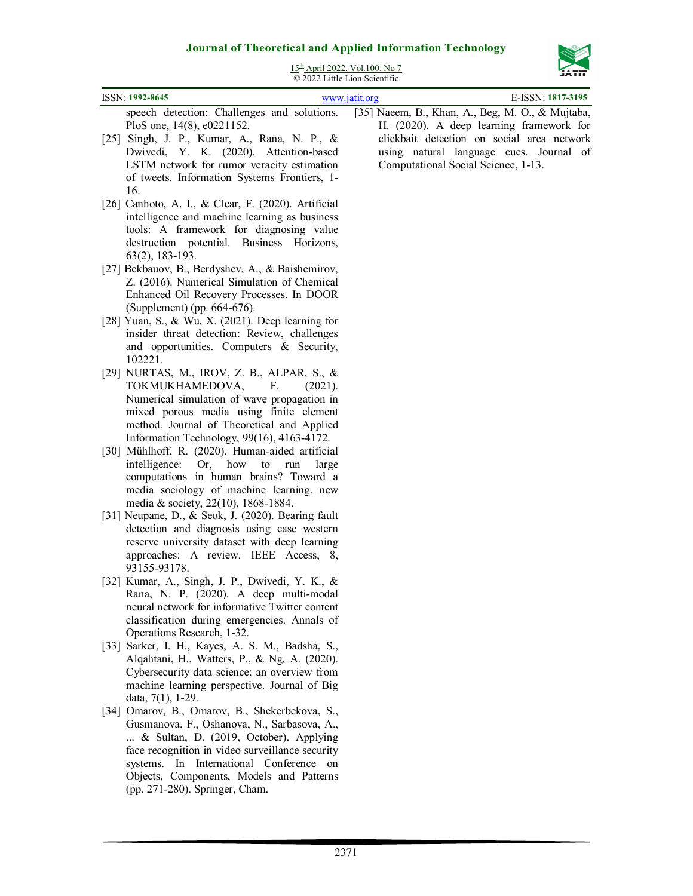speech detection: Challenges and solutions. PloS one, 14(8), e0221152.

[25] Singh, J. P., Kumar, A., Rana, N. P., & Dwivedi, Y. K. (2020). Attention-based LSTM network for rumor veracity estimation of tweets. Information Systems Frontiers, 1-16.

[26] Canhoto, A. I., & Clear, F. (2020). Artificial intelligence and machine learning as business tools: A framework for diagnosing value destruction potential. Business Horizons, 63(2), 183-193.

[27] Bekbauov, B., Berdyshev, A., & Baishemirov, Z. (2016). Numerical Simulation of Chemical Enhanced Oil Recovery Processes. In DOOR (Supplement) (pp. 664-676).

[28] Yuan, S., & Wu, X. (2021). Deep learning for insider threat detection: Review, challenges and opportunities. Computers & Security, 102221.

[29] NURTAS, M., IROV, Z. B., ALPAR, S., & TOKMUKHAMEDOVA, F. (2021). Numerical simulation of wave propagation in mixed porous media using finite element method. Journal of Theoretical and Applied Information Technology, 99(16), 4163-4172.

[30] Mühlhoff, R. (2020). Human-aided artificial intelligence: Or, how to run large computations in human brains? Toward a media sociology of machine learning. new media & society, 22(10), 1868-1884.

[31] Neupane, D., & Seok, J. (2020). Bearing fault detection and diagnosis using case western reserve university dataset with deep learning approaches: A review. IEEE Access, 8, 93155-93178.

[32] Kumar, A., Singh, J. P., Dwivedi, Y. K., & Rana, N. P. (2020). A deep multi-modal neural network for informative Twitter content classification during emergencies. Annals of Operations Research, 1-32.

[33] Sarker, I. H., Kayes, A. S. M., Badsha, S., Alqahtani, H., Watters, P., & Ng, A. (2020). Cybersecurity data science: an overview from machine learning perspective. Journal of Big data, 7(1), 1-29.

[34] Omarov, B., Omarov, B., Shekerbekova, S., Gusmanova, F., Oshanova, N., Sarbasova, A., ... & Sultan, D. (2019, October). Applying face recognition in video surveillance security systems. In International Conference on Objects, Components, Models and Patterns (pp. 271-280). Springer, Cham.

[35] Naeem, B., Khan, A., Beg, M. O., & Mujtaba, H. (2020). A deep learning framework for clickbait detection on social area network using natural language cues. Journal of Computational Social Science, 1-13.